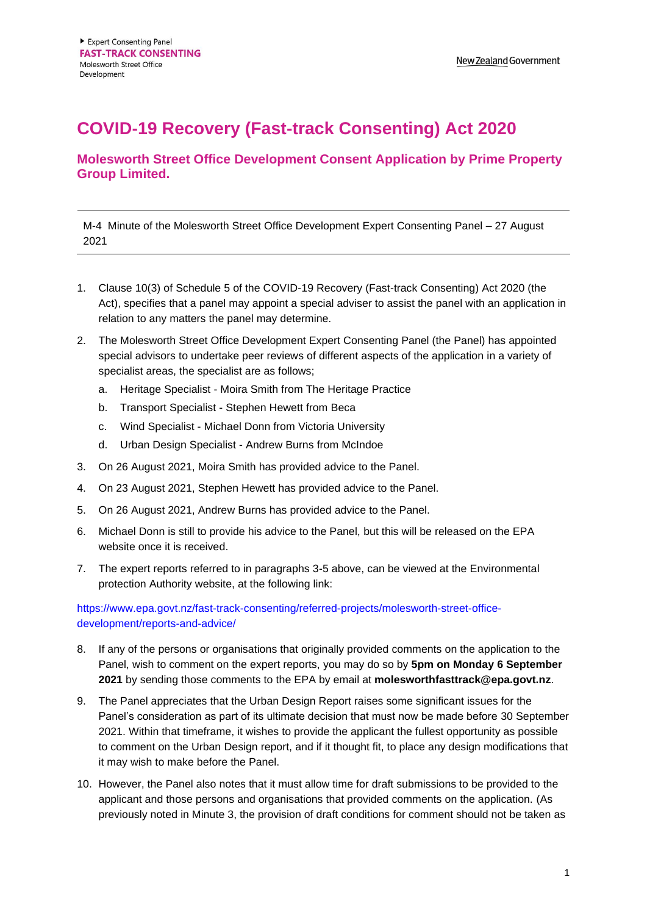# COVID-19 Recovery (Fast-track Consenting) Act 2020

## Molesworth Street Office Development Consent Application by Prime Property Group Limited.

M-4 Minute of the Molesworth Street Office Development Expert Consenting Panel – 27 August 2021

1. Clause 10(3) of Schedule 5 of the COVID-19 Recovery (Fast-track Consenting) Act 2020 (the Act), specifies that a panel may appoint a special adviser to assist the panel with an application in relation to any matters the panel may determine.
2. The Molesworth Street Office Development Expert Consenting Panel (the Panel) has appointed special advisors to undertake peer reviews of different aspects of the application in a variety of specialist areas, the specialist are as follows;
   a. Heritage Specialist - Moira Smith from The Heritage Practice
   b. Transport Specialist - Stephen Hewett from Beca
   c. Wind Specialist - Michael Donn from Victoria University
   d. Urban Design Specialist - Andrew Burns from McIndoe
3. On 26 August 2021, Moira Smith has provided advice to the Panel.
4. On 23 August 2021, Stephen Hewett has provided advice to the Panel.
5. On 26 August 2021, Andrew Burns has provided advice to the Panel.
6. Michael Donn is still to provide his advice to the Panel, but this will be released on the EPA website once it is received.
7. The expert reports referred to in paragraphs 3-5 above, can be viewed at the Environmental protection Authority website, at the following link:

https://www.epa.govt.nz/fast-track-consenting/referred-projects/molesworth-street-office-development/reports-and-advice/

8. If any of the persons or organisations that originally provided comments on the application to the Panel, wish to comment on the expert reports, you may do so by **5pm on Monday 6 September 2021** by sending those comments to the EPA by email at **molesworthfasttrack@epa.govt.nz**.
9. The Panel appreciates that the Urban Design Report raises some significant issues for the Panel's consideration as part of its ultimate decision that must now be made before 30 September 2021. Within that timeframe, it wishes to provide the applicant the fullest opportunity as possible to comment on the Urban Design report, and if it thought fit, to place any design modifications that it may wish to make before the Panel.
10. However, the Panel also notes that it must allow time for draft submissions to be provided to the applicant and those persons and organisations that provided comments on the application. (As previously noted in Minute 3, the provision of draft conditions for comment should not be taken as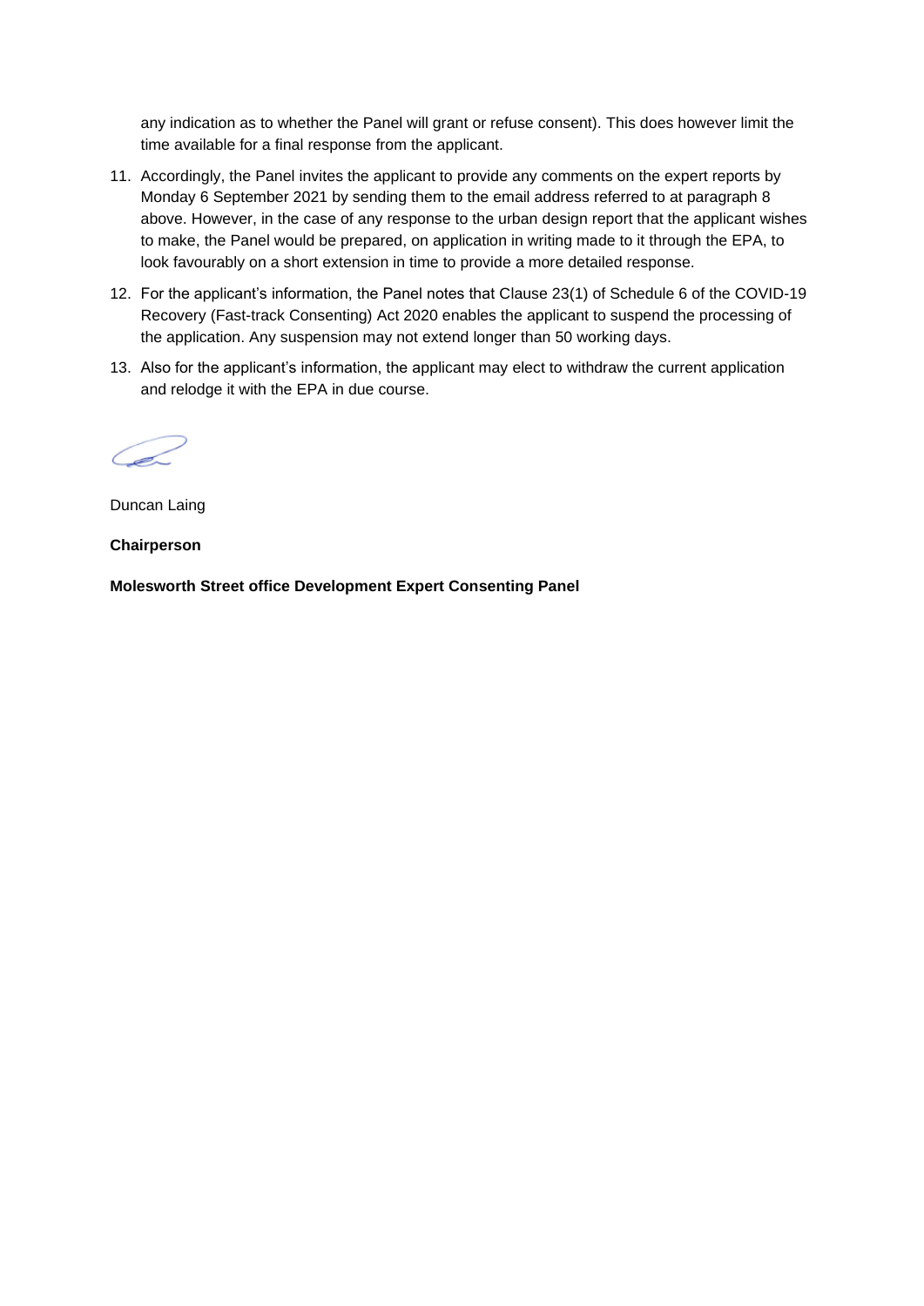any indication as to whether the Panel will grant or refuse consent). This does however limit the time available for a final response from the applicant.

11. Accordingly, the Panel invites the applicant to provide any comments on the expert reports by Monday 6 September 2021 by sending them to the email address referred to at paragraph 8 above. However, in the case of any response to the urban design report that the applicant wishes to make, the Panel would be prepared, on application in writing made to it through the EPA, to look favourably on a short extension in time to provide a more detailed response.
12. For the applicant's information, the Panel notes that Clause 23(1) of Schedule 6 of the COVID-19 Recovery (Fast-track Consenting) Act 2020 enables the applicant to suspend the processing of the application. Any suspension may not extend longer than 50 working days.
13. Also for the applicant's information, the applicant may elect to withdraw the current application and relodge it with the EPA in due course.

Duncan Laing

**Chairperson**

**Molesworth Street office Development Expert Consenting Panel**